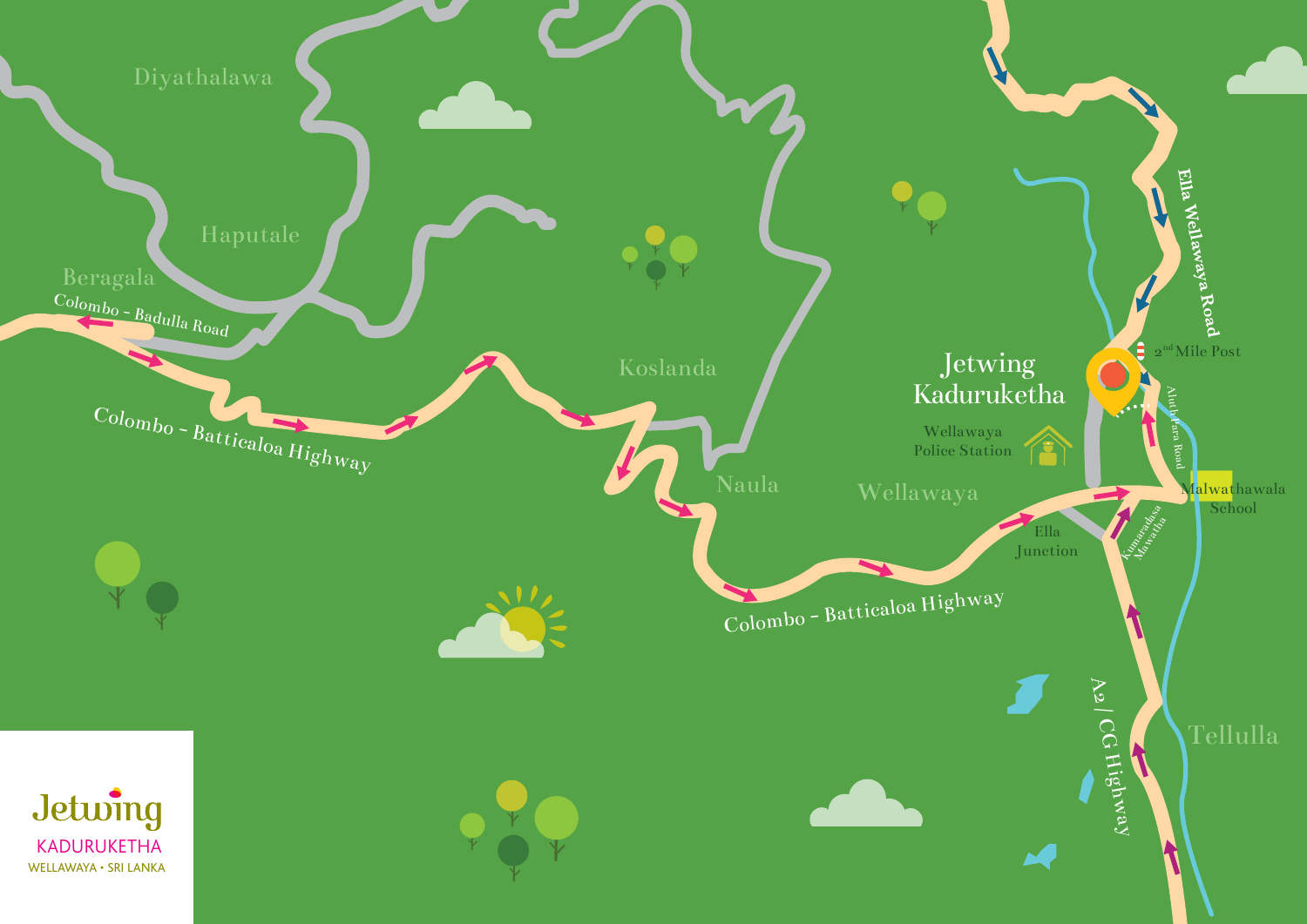Diyathalawa

Haputale

Beragala

Colombo - Badulla Road

Colombo - Batticaloa Highway

Koslanda

Naula

Wellawaya

Colombo - Batticaloa Highway

Jetwing Kaduruketha

Wellawaya Police Station

Ella Junction

Ella Wellawaya Road

2nd Mile Post

Aluthpara Road

Malwathawala School

Kumaradasa Mawatha

A2 / CG Highway

Tellulla

Jetwing

KADURUKETHA

WELLAWAYA • SRI LANKA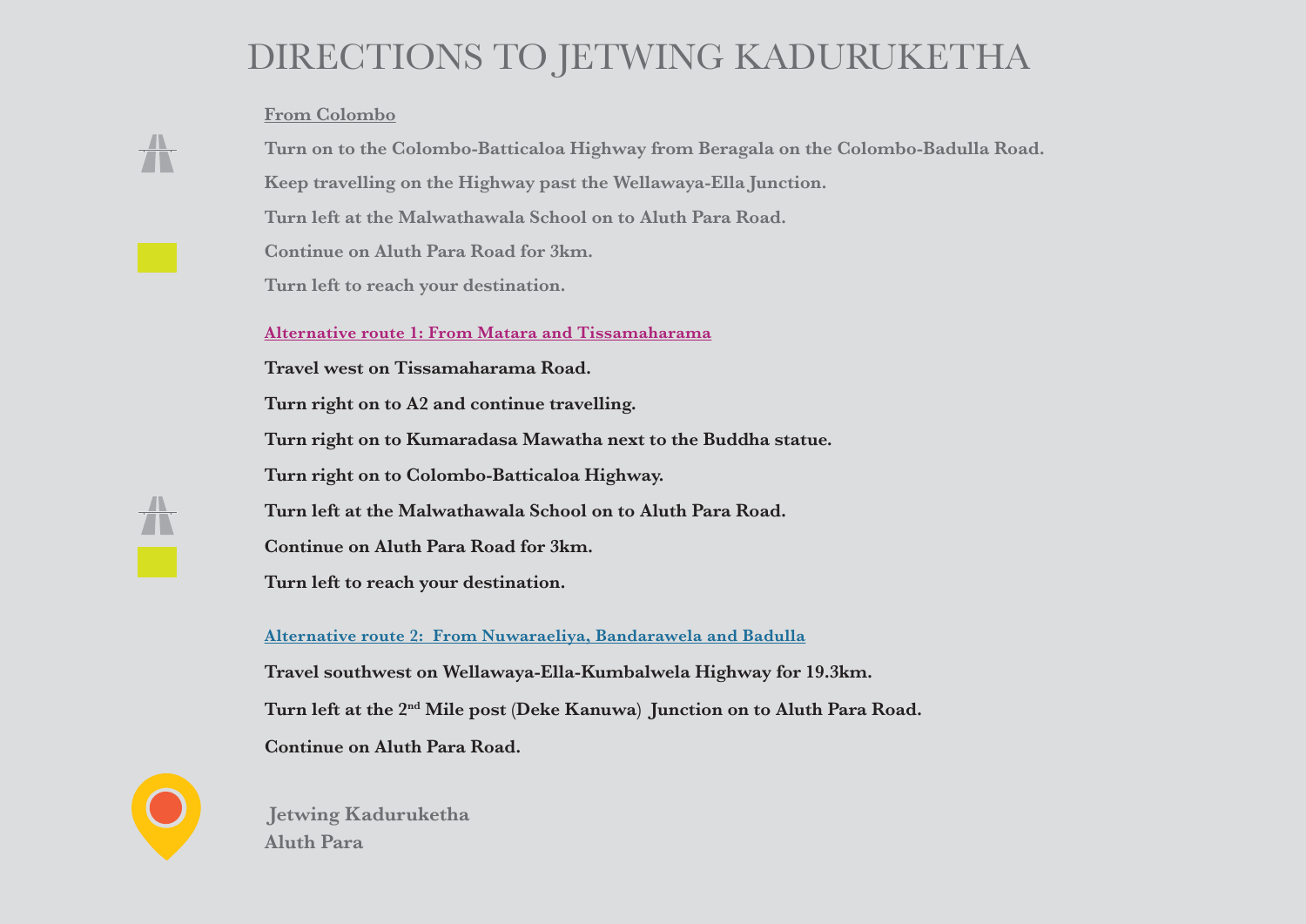# DIRECTIONS TO JETWING KADURUKETHA

**From Colombo**

**Turn on to the Colombo-Batticaloa Highway from Beragala on the Colombo-Badulla Road.**

**Keep travelling on the Highway past the Wellawaya-Ella Junction.**

**Turn left at the Malwathawala School on to Aluth Para Road.**

**Continue on Aluth Para Road for 3km.**

**Turn left to reach your destination.**

**Alternative route 1: From Matara and Tissamaharama**

**Travel west on Tissamaharama Road.**

**Turn right on to A2 and continue travelling.**

**Turn right on to Kumaradasa Mawatha next to the Buddha statue.**

**Turn right on to Colombo-Batticaloa Highway.**

**Turn left at the Malwathawala School on to Aluth Para Road.**

**Continue on Aluth Para Road for 3km.**

**Turn left to reach your destination.**

**Alternative route 2: From Nuwaraeliya, Bandarawela and Badulla**

**Travel southwest on Wellawaya-Ella-Kumbalwela Highway for 19.3km.**

**Turn left at the 2nd Mile post (Deke Kanuwa) Junction on to Aluth Para Road.**

**Continue on Aluth Para Road.**

**Jetwing Kaduruketha**
**Aluth Para**